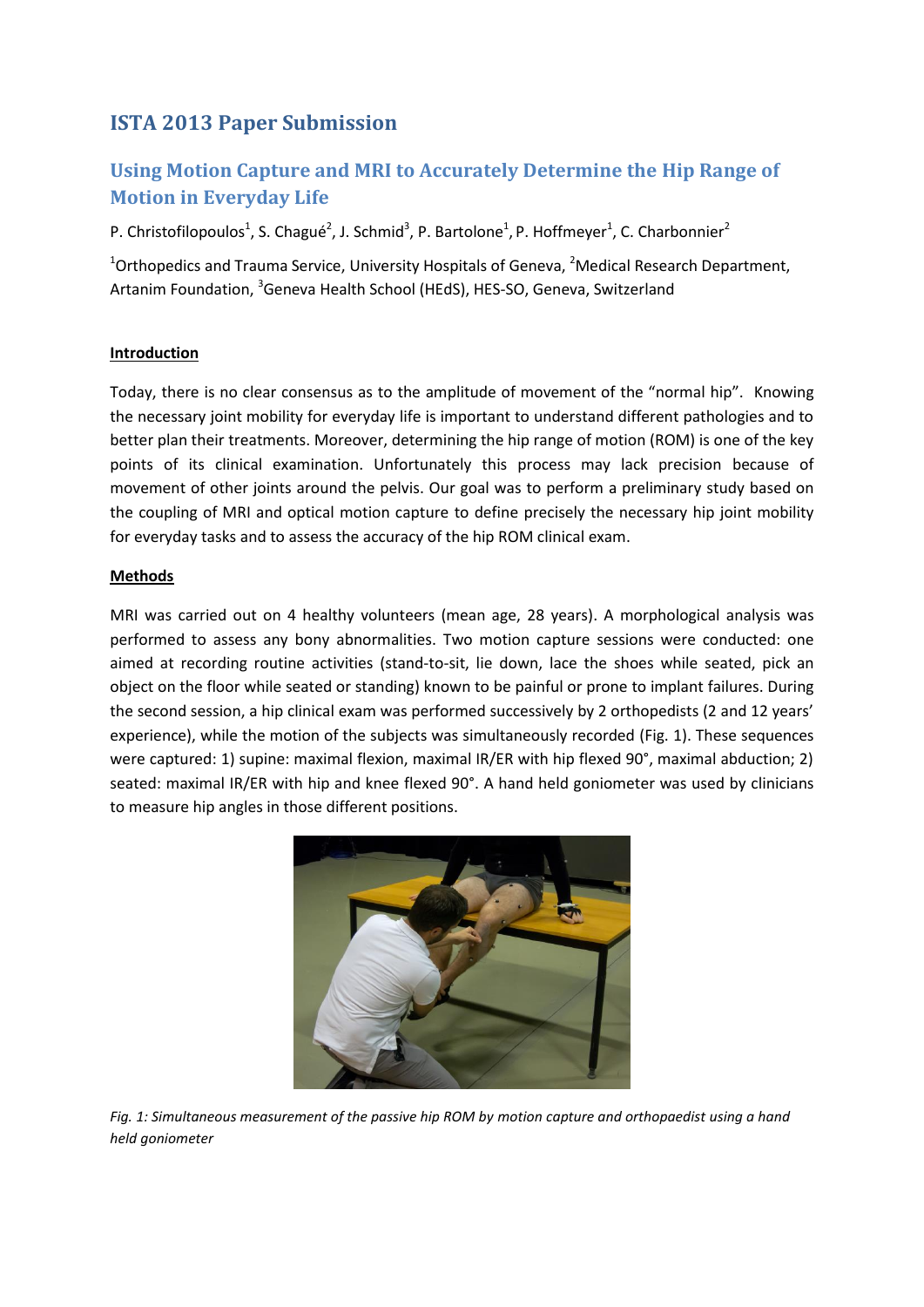# ISTA 2013 Paper Submission

## Using Motion Capture and MRI to Accurately Determine the Hip Range of Motion in Everyday Life

P. Christofilopoulos[1], S. Chagué[2], J. Schmid[3], P. Bartolone[1], P. Hoffmeyer[1], C. Charbonnier[2]

[1]Orthopedics and Trauma Service, University Hospitals of Geneva, [2]Medical Research Department, Artanim Foundation, [3]Geneva Health School (HEdS), HES-SO, Geneva, Switzerland

**Introduction**

Today, there is no clear consensus as to the amplitude of movement of the "normal hip". Knowing the necessary joint mobility for everyday life is important to understand different pathologies and to better plan their treatments. Moreover, determining the hip range of motion (ROM) is one of the key points of its clinical examination. Unfortunately this process may lack precision because of movement of other joints around the pelvis. Our goal was to perform a preliminary study based on the coupling of MRI and optical motion capture to define precisely the necessary hip joint mobility for everyday tasks and to assess the accuracy of the hip ROM clinical exam.

**Methods**

MRI was carried out on 4 healthy volunteers (mean age, 28 years). A morphological analysis was performed to assess any bony abnormalities. Two motion capture sessions were conducted: one aimed at recording routine activities (stand-to-sit, lie down, lace the shoes while seated, pick an object on the floor while seated or standing) known to be painful or prone to implant failures. During the second session, a hip clinical exam was performed successively by 2 orthopedists (2 and 12 years' experience), while the motion of the subjects was simultaneously recorded (Fig. 1). These sequences were captured: 1) supine: maximal flexion, maximal IR/ER with hip flexed 90°, maximal abduction; 2) seated: maximal IR/ER with hip and knee flexed 90°. A hand held goniometer was used by clinicians to measure hip angles in those different positions.

*Fig. 1: Simultaneous measurement of the passive hip ROM by motion capture and orthopaedist using a hand held goniometer*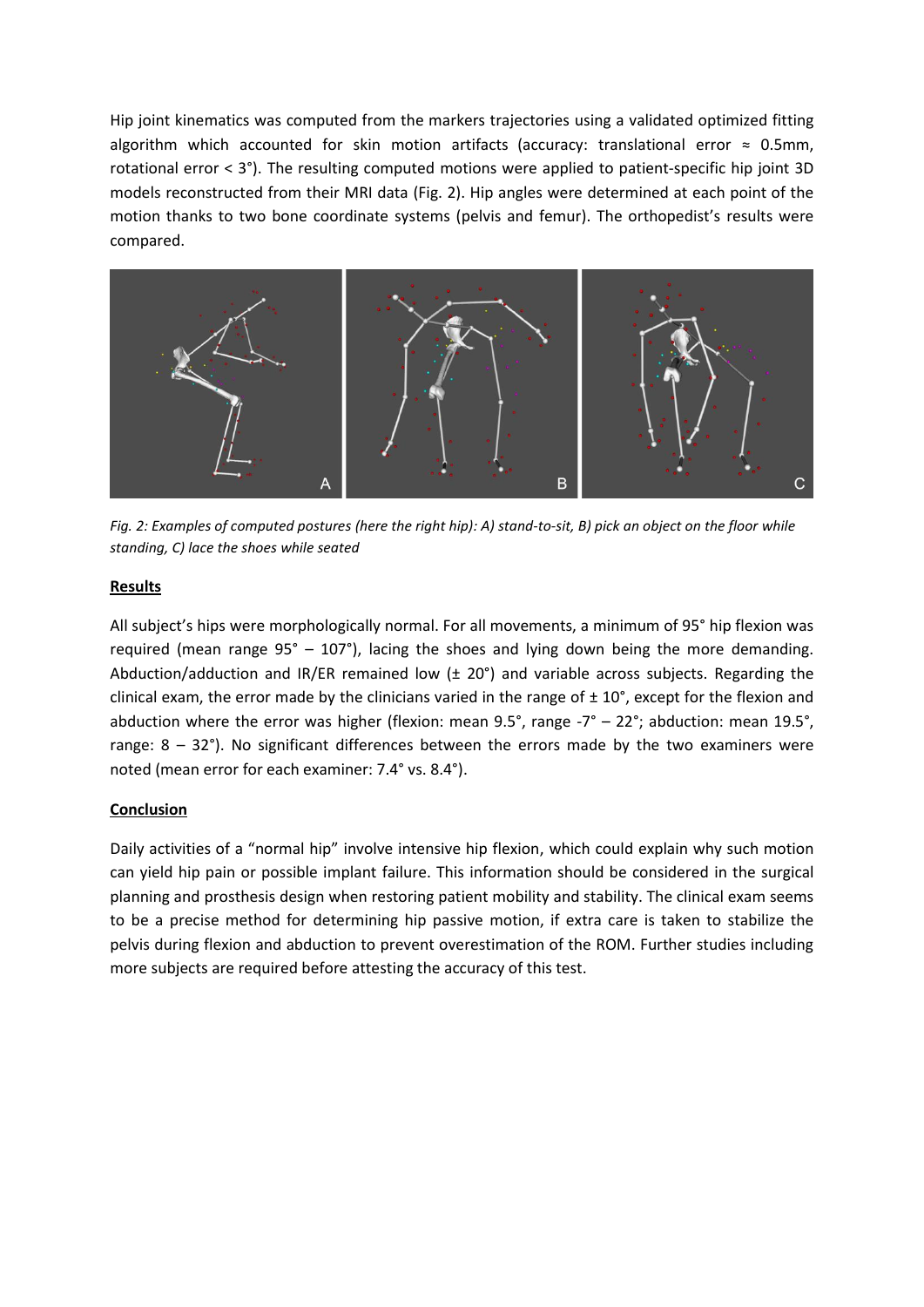Hip joint kinematics was computed from the markers trajectories using a validated optimized fitting algorithm which accounted for skin motion artifacts (accuracy: translational error ≈ 0.5mm, rotational error < 3°). The resulting computed motions were applied to patient-specific hip joint 3D models reconstructed from their MRI data (Fig. 2). Hip angles were determined at each point of the motion thanks to two bone coordinate systems (pelvis and femur). The orthopedist's results were compared.

*Fig. 2: Examples of computed postures (here the right hip): A) stand-to-sit, B) pick an object on the floor while standing, C) lace the shoes while seated*

## Results

All subject's hips were morphologically normal. For all movements, a minimum of 95° hip flexion was required (mean range 95° – 107°), lacing the shoes and lying down being the more demanding. Abduction/adduction and IR/ER remained low (± 20°) and variable across subjects. Regarding the clinical exam, the error made by the clinicians varied in the range of ± 10°, except for the flexion and abduction where the error was higher (flexion: mean 9.5°, range -7° – 22°; abduction: mean 19.5°, range: 8 – 32°). No significant differences between the errors made by the two examiners were noted (mean error for each examiner: 7.4° vs. 8.4°).

## Conclusion

Daily activities of a "normal hip" involve intensive hip flexion, which could explain why such motion can yield hip pain or possible implant failure. This information should be considered in the surgical planning and prosthesis design when restoring patient mobility and stability. The clinical exam seems to be a precise method for determining hip passive motion, if extra care is taken to stabilize the pelvis during flexion and abduction to prevent overestimation of the ROM. Further studies including more subjects are required before attesting the accuracy of this test.